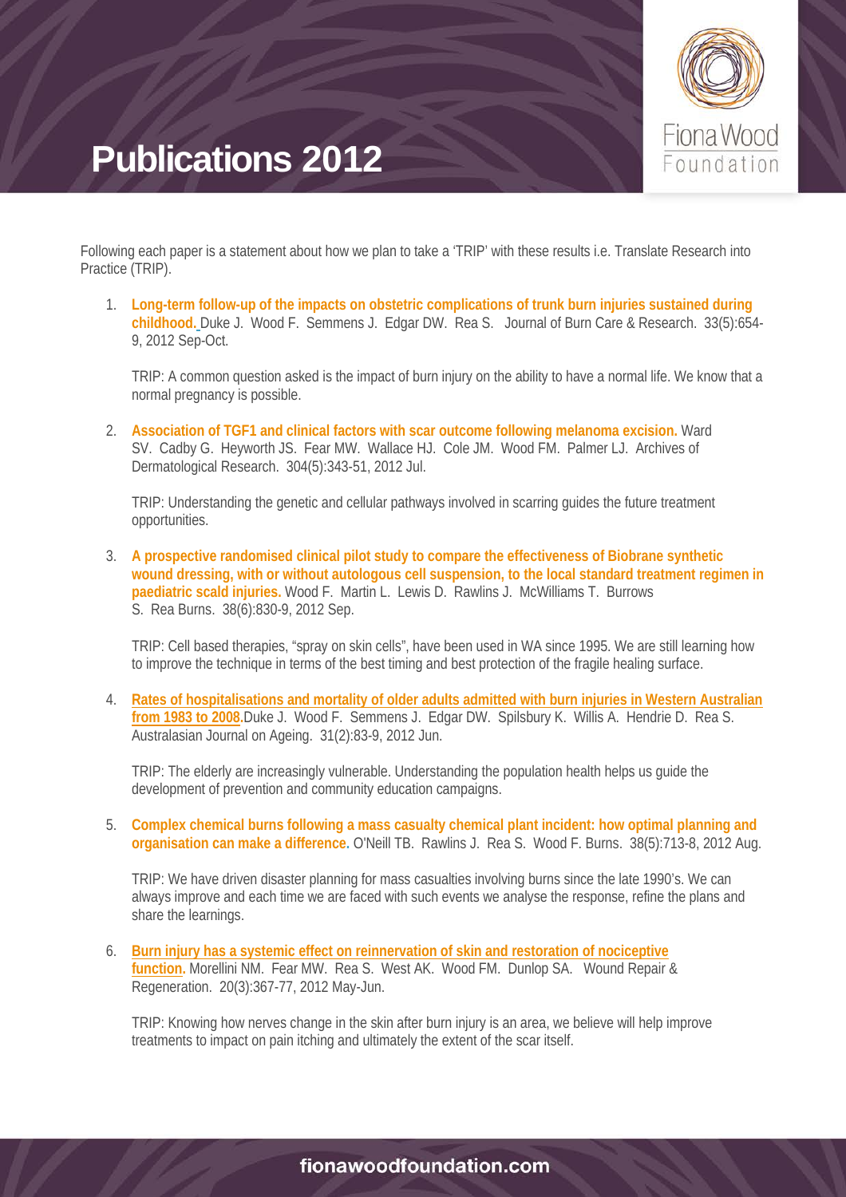# Publications 2012

Following each paper is a statement about how we plan to take a 'TRIP' with these results i.e. Translate Research into Practice (TRIP).

1. **Long-term follow-up of the impacts on obstetric complications of trunk burn injuries sustained during childhood.** Duke J. Wood F. Semmens J. Edgar DW. Rea S. Journal of Burn Care & Research. 33(5):654-9, 2012 Sep-Oct.

   TRIP: A common question asked is the impact of burn injury on the ability to have a normal life. We know that a normal pregnancy is possible.

2. **Association of TGF1 and clinical factors with scar outcome following melanoma excision.** Ward SV. Cadby G. Heyworth JS. Fear MW. Wallace HJ. Cole JM. Wood FM. Palmer LJ. Archives of Dermatological Research. 304(5):343-51, 2012 Jul.

   TRIP: Understanding the genetic and cellular pathways involved in scarring guides the future treatment opportunities.

3. **A prospective randomised clinical pilot study to compare the effectiveness of Biobrane synthetic wound dressing, with or without autologous cell suspension, to the local standard treatment regimen in paediatric scald injuries.** Wood F. Martin L. Lewis D. Rawlins J. McWilliams T. Burrows S. Rea Burns. 38(6):830-9, 2012 Sep.

   TRIP: Cell based therapies, "spray on skin cells", have been used in WA since 1995. We are still learning how to improve the technique in terms of the best timing and best protection of the fragile healing surface.

4. **Rates of hospitalisations and mortality of older adults admitted with burn injuries in Western Australian from 1983 to 2008.** Duke J. Wood F. Semmens J. Edgar DW. Spilsbury K. Willis A. Hendrie D. Rea S. Australasian Journal on Ageing. 31(2):83-9, 2012 Jun.

   TRIP: The elderly are increasingly vulnerable. Understanding the population health helps us guide the development of prevention and community education campaigns.

5. **Complex chemical burns following a mass casualty chemical plant incident: how optimal planning and organisation can make a difference.** O'Neill TB. Rawlins J. Rea S. Wood F. Burns. 38(5):713-8, 2012 Aug.

   TRIP: We have driven disaster planning for mass casualties involving burns since the late 1990's. We can always improve and each time we are faced with such events we analyse the response, refine the plans and share the learnings.

6. **Burn injury has a systemic effect on reinnervation of skin and restoration of nociceptive function.** Morellini NM. Fear MW. Rea S. West AK. Wood FM. Dunlop SA. Wound Repair & Regeneration. 20(3):367-77, 2012 May-Jun.

   TRIP: Knowing how nerves change in the skin after burn injury is an area, we believe will help improve treatments to impact on pain itching and ultimately the extent of the scar itself.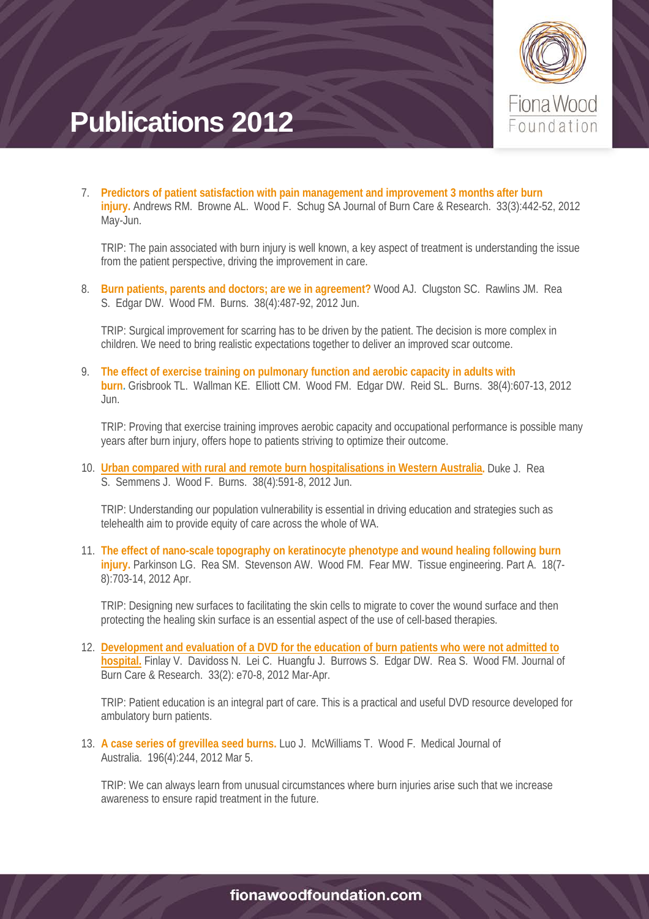# Publications 2012

7. **Predictors of patient satisfaction with pain management and improvement 3 months after burn injury.** Andrews RM. Browne AL. Wood F. Schug SA Journal of Burn Care & Research. 33(3):442-52, 2012 May-Jun.

   TRIP: The pain associated with burn injury is well known, a key aspect of treatment is understanding the issue from the patient perspective, driving the improvement in care.

8. **Burn patients, parents and doctors; are we in agreement?** Wood AJ. Clugston SC. Rawlins JM. Rea S. Edgar DW. Wood FM. Burns. 38(4):487-92, 2012 Jun.

   TRIP: Surgical improvement for scarring has to be driven by the patient. The decision is more complex in children. We need to bring realistic expectations together to deliver an improved scar outcome.

9. **The effect of exercise training on pulmonary function and aerobic capacity in adults with burn.** Grisbrook TL. Wallman KE. Elliott CM. Wood FM. Edgar DW. Reid SL. Burns. 38(4):607-13, 2012 Jun.

   TRIP: Proving that exercise training improves aerobic capacity and occupational performance is possible many years after burn injury, offers hope to patients striving to optimize their outcome.

10. **Urban compared with rural and remote burn hospitalisations in Western Australia.** Duke J. Rea S. Semmens J. Wood F. Burns. 38(4):591-8, 2012 Jun.

    TRIP: Understanding our population vulnerability is essential in driving education and strategies such as telehealth aim to provide equity of care across the whole of WA.

11. **The effect of nano-scale topography on keratinocyte phenotype and wound healing following burn injury.** Parkinson LG. Rea SM. Stevenson AW. Wood FM. Fear MW. Tissue engineering. Part A. 18(7-8):703-14, 2012 Apr.

    TRIP: Designing new surfaces to facilitating the skin cells to migrate to cover the wound surface and then protecting the healing skin surface is an essential aspect of the use of cell-based therapies.

12. **Development and evaluation of a DVD for the education of burn patients who were not admitted to hospital.** Finlay V. Davidoss N. Lei C. Huangfu J. Burrows S. Edgar DW. Rea S. Wood FM. Journal of Burn Care & Research. 33(2): e70-8, 2012 Mar-Apr.

    TRIP: Patient education is an integral part of care. This is a practical and useful DVD resource developed for ambulatory burn patients.

13. **A case series of grevillea seed burns.** Luo J. McWilliams T. Wood F. Medical Journal of Australia. 196(4):244, 2012 Mar 5.

    TRIP: We can always learn from unusual circumstances where burn injuries arise such that we increase awareness to ensure rapid treatment in the future.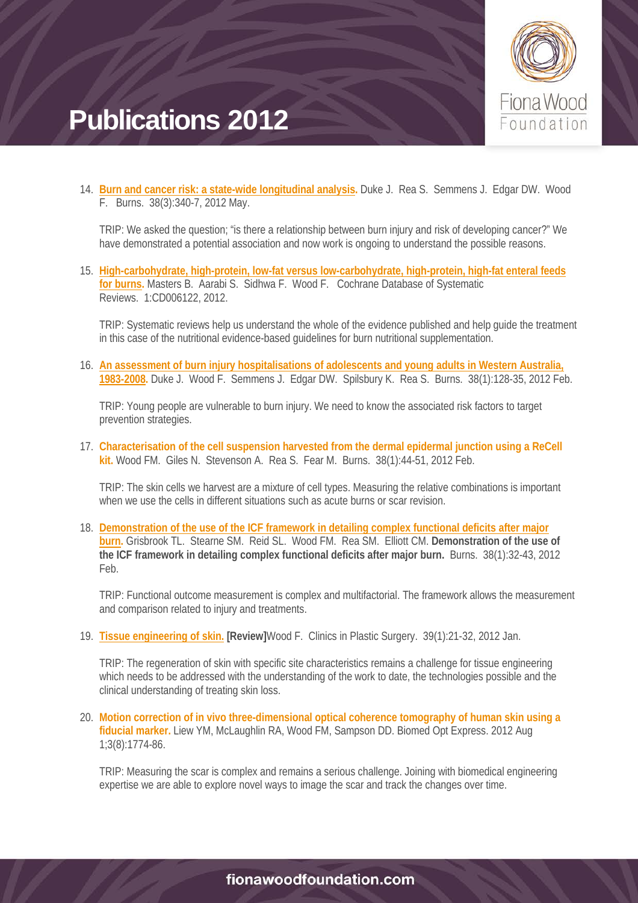# Publications 2012

14. **Burn and cancer risk: a state-wide longitudinal analysis.** Duke J. Rea S. Semmens J. Edgar DW. Wood F. Burns. 38(3):340-7, 2012 May.

    TRIP: We asked the question; "is there a relationship between burn injury and risk of developing cancer?" We have demonstrated a potential association and now work is ongoing to understand the possible reasons.

15. **High-carbohydrate, high-protein, low-fat versus low-carbohydrate, high-protein, high-fat enteral feeds for burns.** Masters B. Aarabi S. Sidhwa F. Wood F. Cochrane Database of Systematic Reviews. 1:CD006122, 2012.

    TRIP: Systematic reviews help us understand the whole of the evidence published and help guide the treatment in this case of the nutritional evidence-based guidelines for burn nutritional supplementation.

16. **An assessment of burn injury hospitalisations of adolescents and young adults in Western Australia, 1983-2008.** Duke J. Wood F. Semmens J. Edgar DW. Spilsbury K. Rea S. Burns. 38(1):128-35, 2012 Feb.

    TRIP: Young people are vulnerable to burn injury. We need to know the associated risk factors to target prevention strategies.

17. **Characterisation of the cell suspension harvested from the dermal epidermal junction using a ReCell kit.** Wood FM. Giles N. Stevenson A. Rea S. Fear M. Burns. 38(1):44-51, 2012 Feb.

    TRIP: The skin cells we harvest are a mixture of cell types. Measuring the relative combinations is important when we use the cells in different situations such as acute burns or scar revision.

18. **Demonstration of the use of the ICF framework in detailing complex functional deficits after major burn.** Grisbrook TL. Stearne SM. Reid SL. Wood FM. Rea SM. Elliott CM. **Demonstration of the use of the ICF framework in detailing complex functional deficits after major burn.** Burns. 38(1):32-43, 2012 Feb.

    TRIP: Functional outcome measurement is complex and multifactorial. The framework allows the measurement and comparison related to injury and treatments.

19. **Tissue engineering of skin.** **[Review]**Wood F. Clinics in Plastic Surgery. 39(1):21-32, 2012 Jan.

    TRIP: The regeneration of skin with specific site characteristics remains a challenge for tissue engineering which needs to be addressed with the understanding of the work to date, the technologies possible and the clinical understanding of treating skin loss.

20. **Motion correction of in vivo three-dimensional optical coherence tomography of human skin using a fiducial marker.** Liew YM, McLaughlin RA, Wood FM, Sampson DD. Biomed Opt Express. 2012 Aug 1;3(8):1774-86.

    TRIP: Measuring the scar is complex and remains a serious challenge. Joining with biomedical engineering expertise we are able to explore novel ways to image the scar and track the changes over time.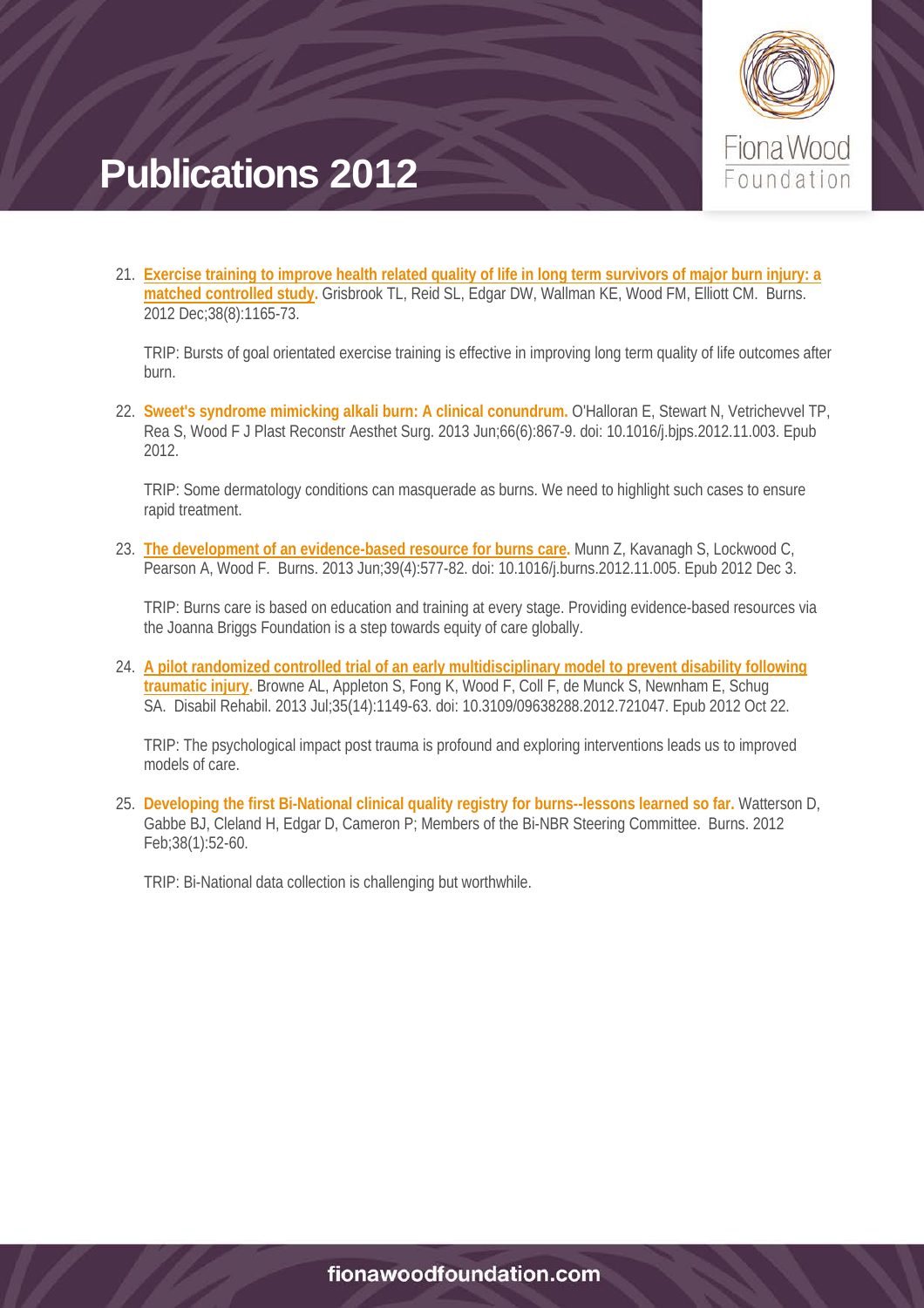# Publications 2012

21. **Exercise training to improve health related quality of life in long term survivors of major burn injury: a matched controlled study.** Grisbrook TL, Reid SL, Edgar DW, Wallman KE, Wood FM, Elliott CM. Burns. 2012 Dec;38(8):1165-73.

    TRIP: Bursts of goal orientated exercise training is effective in improving long term quality of life outcomes after burn.

22. **Sweet's syndrome mimicking alkali burn: A clinical conundrum.** O'Halloran E, Stewart N, Vetrichevvel TP, Rea S, Wood F J Plast Reconstr Aesthet Surg. 2013 Jun;66(6):867-9. doi: 10.1016/j.bjps.2012.11.003. Epub 2012.

    TRIP: Some dermatology conditions can masquerade as burns. We need to highlight such cases to ensure rapid treatment.

23. **The development of an evidence-based resource for burns care.** Munn Z, Kavanagh S, Lockwood C, Pearson A, Wood F. Burns. 2013 Jun;39(4):577-82. doi: 10.1016/j.burns.2012.11.005. Epub 2012 Dec 3.

    TRIP: Burns care is based on education and training at every stage. Providing evidence-based resources via the Joanna Briggs Foundation is a step towards equity of care globally.

24. **A pilot randomized controlled trial of an early multidisciplinary model to prevent disability following traumatic injury.** Browne AL, Appleton S, Fong K, Wood F, Coll F, de Munck S, Newnham E, Schug SA. Disabil Rehabil. 2013 Jul;35(14):1149-63. doi: 10.3109/09638288.2012.721047. Epub 2012 Oct 22.

    TRIP: The psychological impact post trauma is profound and exploring interventions leads us to improved models of care.

25. **Developing the first Bi-National clinical quality registry for burns--lessons learned so far.** Watterson D, Gabbe BJ, Cleland H, Edgar D, Cameron P; Members of the Bi-NBR Steering Committee. Burns. 2012 Feb;38(1):52-60.

    TRIP: Bi-National data collection is challenging but worthwhile.